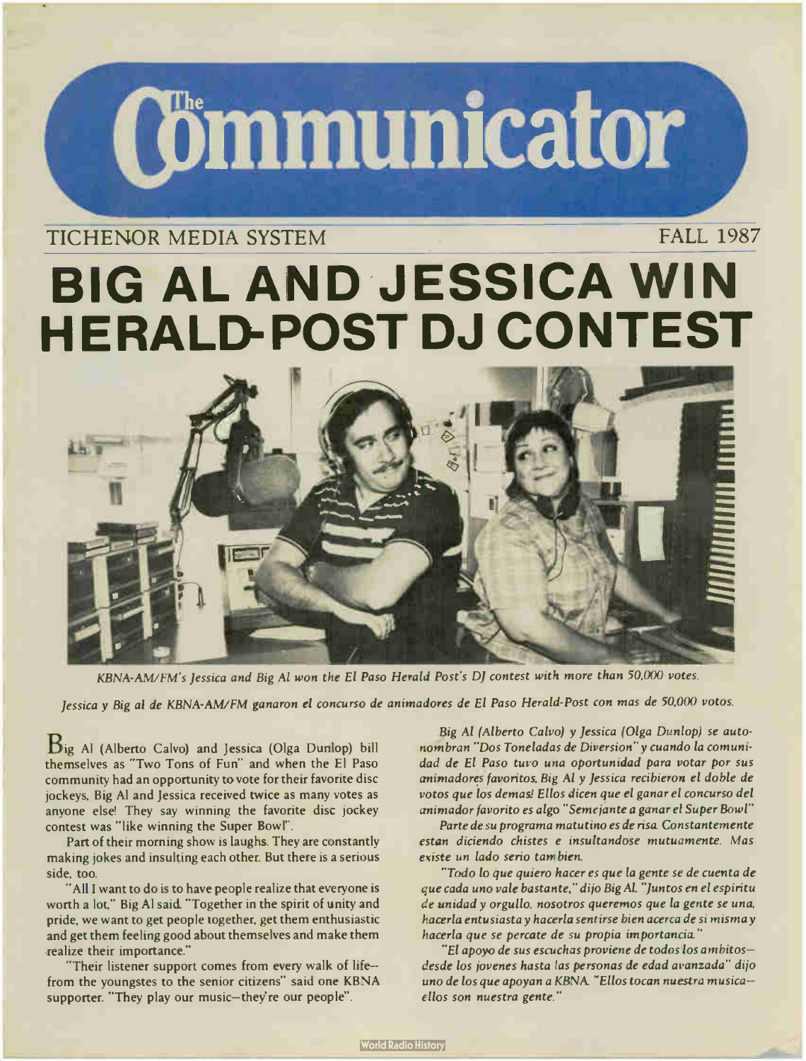# The Communicator

TICHENOR MEDIA SYSTEM FALL 1987

# BIG AL AND JESSICA WIN HERALD-POST DJ CONTEST

*KBNA-AM/FM's Jessica and Big Al won the El Paso Herald Post's DJ contest with more than 50,000 votes.*

*Jessica y Big al de KBNA-AM/FM ganaron el concurso de animadores de El Paso Herald-Post con mas de 50,000 votos.*

Big Al (Alberto Calvo) and Jessica (Olga Dunlop) bill themselves as "Two Tons of Fun" and when the El Paso community had an opportunity to vote for their favorite disc jockeys, Big Al and Jessica received twice as many votes as anyone else! They say winning the favorite disc jockey contest was "like winning the Super Bowl".

Part of their morning show is laughs. They are constantly making jokes and insulting each other. But there is a serious side, too.

"All I want to do is to have people realize that everyone is worth a lot," Big Al said. "Together in the spirit of unity and pride, we want to get people together, get them enthusiastic and get them feeling good about themselves and make them realize their importance."

"Their listener support comes from every walk of life--from the youngstes to the senior citizens" said one KBNA supporter. "They play our music—they're our people".

*Big Al (Alberto Calvo) y Jessica (Olga Dunlop) se autonombran "Dos Toneladas de Diversion" y cuando la comunidad de El Paso tuvo una oportunidad para votar por sus animadores favoritos, Big Al y Jessica recibieron el doble de votos que los demas! Ellos dicen que el ganar el concurso del animador favorito es algo "Semejante a ganar el Super Bowl"*

*Parte de su programa matutino es de risa. Constantemente estan diciendo chistes e insultandose mutuamente. Mas existe un lado serio tambien.*

*"Todo lo que quiero hacer es que la gente se de cuenta de que cada uno vale bastante," dijo Big Al. "Juntos en el espiritu de unidad y orgullo, nosotros queremos que la gente se una, hacerla entusiasta y hacerla sentirse bien acerca de si misma y hacerla que se percate de su propia importancia."*

*"El apoyo de sus escuchas proviene de todos los ambitos—desde los jovenes hasta las personas de edad avanzada" dijo uno de los que apoyan a KBNA. "Ellos tocan nuestra musica—ellos son nuestra gente."*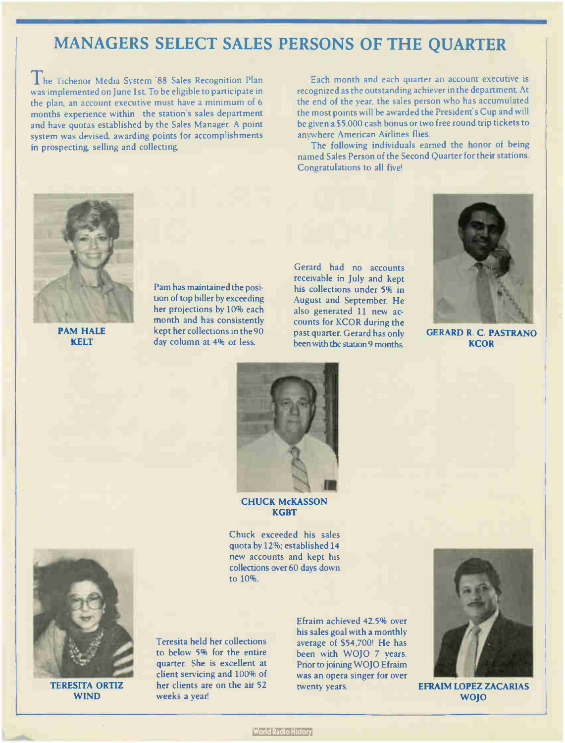# MANAGERS SELECT SALES PERSONS OF THE QUARTER

The Tichenor Media System '88 Sales Recognition Plan was implemented on June 1st. To be eligible to participate in the plan, an account executive must have a minimum of 6 months experience within the station's sales department and have quotas established by the Sales Manager. A point system was devised, awarding points for accomplishments in prospecting, selling and collecting.

Each month and each quarter an account executive is recognized as the outstanding achiever in the department. At the end of the year, the sales person who has accumulated the most points will be awarded the President's Cup and will be given a $5,000 cash bonus or two free round trip tickets to anywhere American Airlines flies.

The following individuals earned the honor of being named Sales Person of the Second Quarter for their stations. Congratulations to all five!

**PAM HALE**
**KELT**

Pam has maintained the position of top biller by exceeding her projections by 10% each month and has consistently kept her collections in the 90 day column at 4% or less.

**GERARD R. C. PASTRANO**
**KCOR**

Gerard had no accounts receivable in July and kept his collections under 5% in August and September. He also generated 11 new accounts for KCOR during the past quarter. Gerard has only been with the station 9 months.

**CHUCK McKASSON**
**KGBT**

Chuck exceeded his sales quota by 12%; established 14 new accounts and kept his collections over 60 days down to 10%.

**TERESITA ORTIZ**
**WIND**

Teresita held her collections to below 5% for the entire quarter. She is excellent at client servicing and 100% of her clients are on the air 52 weeks a year!

**EFRAIM LOPEZ ZACARIAS**
**WOJO**

Efraim achieved 42.5% over his sales goal with a monthly average of $54,700! He has been with WOJO 7 years. Prior to joining WOJO Efraim was an opera singer for over twenty years.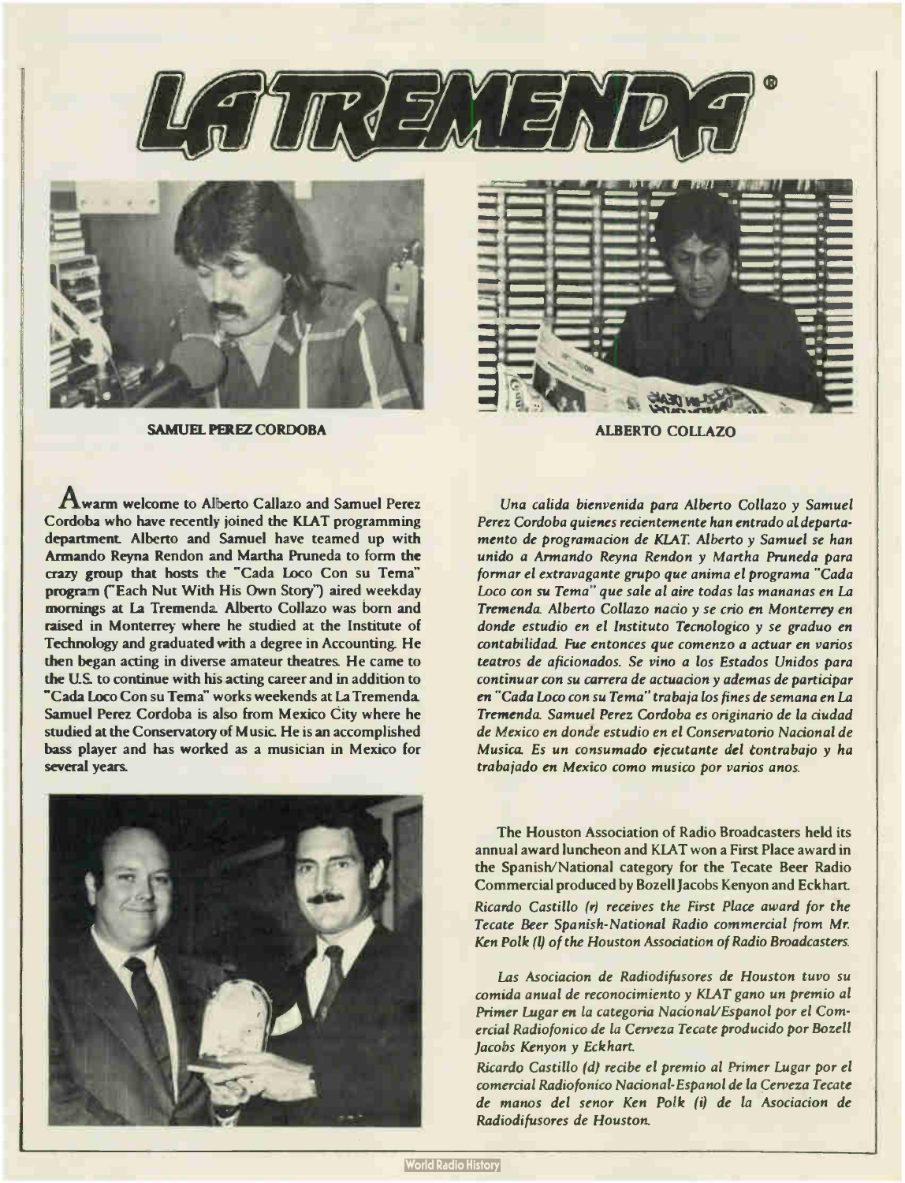# LA TREMENDA®

**SAMUEL PEREZ CORDOBA**

**ALBERTO COLLAZO**

A warm welcome to Alberto Callazo and Samuel Perez Cordoba who have recently joined the KLAT programming department. Alberto and Samuel have teamed up with Armando Reyna Rendon and Martha Pruneda to form the crazy group that hosts the "Cada Loco Con su Tema" program ("Each Nut With His Own Story") aired weekday mornings at La Tremenda. Alberto Collazo was born and raised in Monterrey where he studied at the Institute of Technology and graduated with a degree in Accounting. He then began acting in diverse amateur theatres. He came to the U.S. to continue with his acting career and in addition to "Cada Loco Con su Tema" works weekends at La Tremenda. Samuel Perez Cordoba is also from Mexico City where he studied at the Conservatory of Music. He is an accomplished bass player and has worked as a musician in Mexico for several years.

*Una calida bienvenida para Alberto Collazo y Samuel Perez Cordoba quienes recientemente han entrado al departamento de programacion de KLAT. Alberto y Samuel se han unido a Armando Reyna Rendon y Martha Pruneda para formar el extravagante grupo que anima el programa "Cada Loco con su Tema" que sale al aire todas las mananas en La Tremenda. Alberto Collazo nacio y se crio en Monterrey en donde estudio en el Instituto Tecnologico y se graduo en contabilidad. Fue entonces que comenzo a actuar en varios teatros de aficionados. Se vino a los Estados Unidos para continuar con su carrera de actuacion y ademas de participar en "Cada Loco con su Tema" trabaja los fines de semana en La Tremenda. Samuel Perez Cordoba es originario de la ciudad de Mexico en donde estudio en el Conservatorio Nacional de Musica. Es un consumado ejecutante del contrabajo y ha trabajado en Mexico como musico por varios anos.*

The Houston Association of Radio Broadcasters held its annual award luncheon and KLAT won a First Place award in the Spanish/National category for the Tecate Beer Radio Commercial produced by Bozell Jacobs Kenyon and Eckhart.

*Ricardo Castillo (r) receives the First Place award for the Tecate Beer Spanish-National Radio commercial from Mr. Ken Polk (l) of the Houston Association of Radio Broadcasters.*

*Las Asociacion de Radiodifusores de Houston tuvo su comida anual de reconocimiento y KLAT gano un premio al Primer Lugar en la categoria Nacional/Espanol por el Comercial Radiofonico de la Cerveza Tecate producido por Bozell Jacobs Kenyon y Eckhart.*

*Ricardo Castillo (d) recibe el premio al Primer Lugar por el comercial Radiofonico Nacional-Espanol de la Cerveza Tecate de manos del senor Ken Polk (i) de la Asociacion de Radiodifusores de Houston.*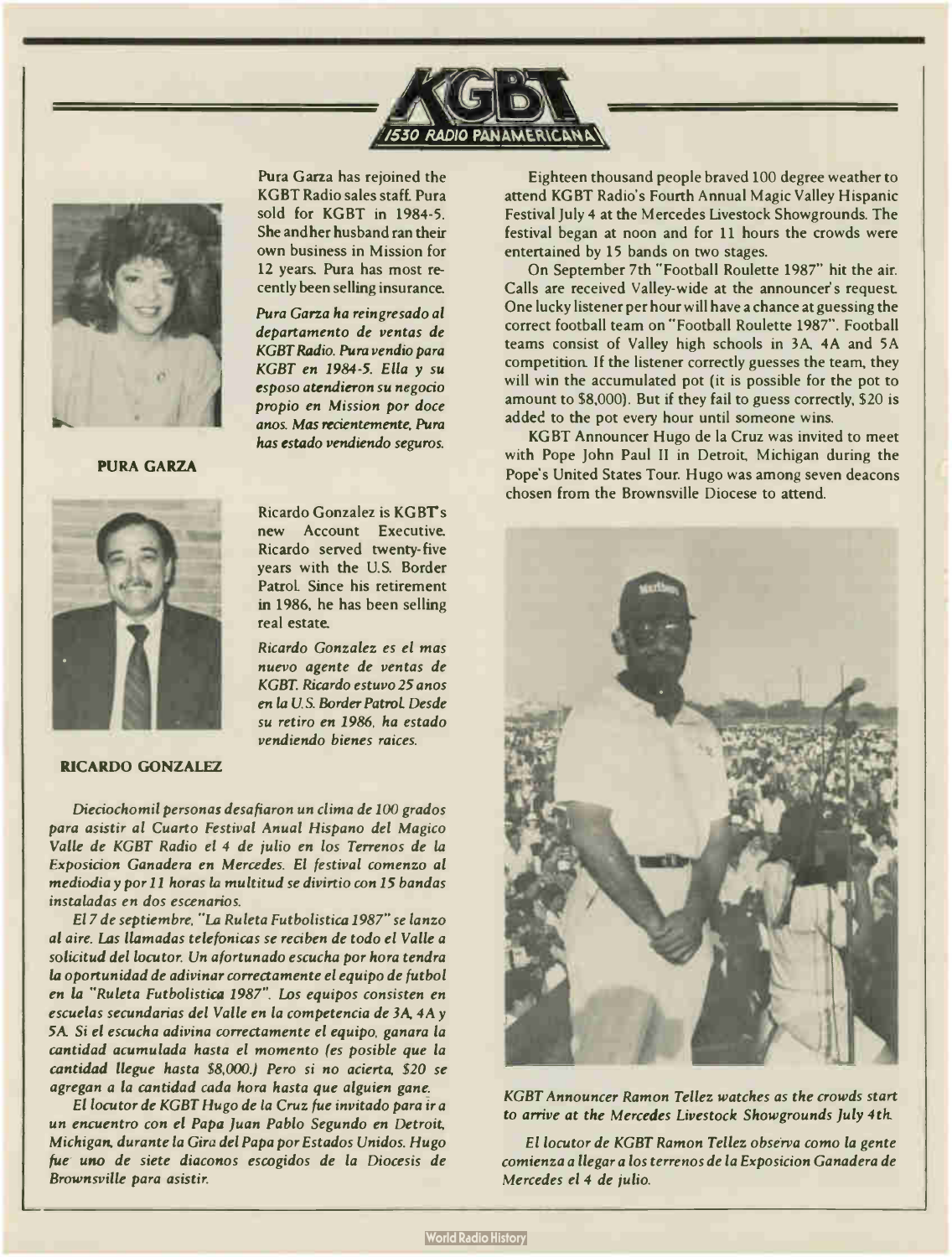# KGBT 1530 RADIO PANAMERICANA

**PURA GARZA**

Pura Garza has rejoined the KGBT Radio sales staff. Pura sold for KGBT in 1984-5. She andher husband ran their own business in Mission for 12 years. Pura has most recently been selling insurance.

*Pura Garza ha reingresado al departamento de ventas de KGBT Radio. Pura vendio para KGBT en 1984-5. Ella y su esposo atendieron su negocio propio en Mission por doce anos. Mas recientemente, Pura has estado vendiendo seguros.*

**RICARDO GONZALEZ**

Ricardo Gonzalez is KGBT's new Account Executive. Ricardo served twenty-five years with the U.S. Border Patrol. Since his retirement in 1986, he has been selling real estate.

*Ricardo Gonzalez es el mas nuevo agente de ventas de KGBT. Ricardo estuvo 25 anos en la U.S. Border Patrol. Desde su retiro en 1986, ha estado vendiendo bienes raices.*

*Dieciochomil personas desafiaron un clima de 100 grados para asistir al Cuarto Festival Anual Hispano del Magico Valle de KGBT Radio el 4 de julio en los Terrenos de la Exposicion Ganadera en Mercedes. El festival comenzo al mediodia y por 11 horas la multitud se divirtio con 15 bandas instaladas en dos escenarios.*

*El 7 de septiembre, "La Ruleta Futbolistica 1987" se lanzo al aire. Las llamadas telefonicas se reciben de todo el Valle a solicitud del locutor. Un afortunado escucha por hora tendra la oportunidad de adivinar correctamente el equipo de futbol en la "Ruleta Futbolistica 1987". Los equipos consisten en escuelas secundarias del Valle en la competencia de 3A, 4A y 5A. Si el escucha adivina correctamente el equipo, ganara la cantidad acumulada hasta el momento (es posible que la cantidad llegue hasta $8,000.) Pero si no acierta, $20 se agregan a la cantidad cada hora hasta que alguien gane.*

*El locutor de KGBT Hugo de la Cruz fue invitado para ir a un encuentro con el Papa Juan Pablo Segundo en Detroit, Michigan, durante la Gira del Papa por Estados Unidos. Hugo fue uno de siete diaconos escogidos de la Diocesis de Brownsville para asistir.*

Eighteen thousand people braved 100 degree weather to attend KGBT Radio's Fourth Annual Magic Valley Hispanic Festival July 4 at the Mercedes Livestock Showgrounds. The festival began at noon and for 11 hours the crowds were entertained by 15 bands on two stages.

On September 7th "Football Roulette 1987" hit the air. Calls are received Valley-wide at the announcer's request. One lucky listener per hour will have a chance at guessing the correct football team on "Football Roulette 1987". Football teams consist of Valley high schools in 3A, 4A and 5A competition. If the listener correctly guesses the team, they will win the accumulated pot (it is possible for the pot to amount to $8,000). But if they fail to guess correctly, $20 is added to the pot every hour until someone wins.

KGBT Announcer Hugo de la Cruz was invited to meet with Pope John Paul II in Detroit, Michigan during the Pope's United States Tour. Hugo was among seven deacons chosen from the Brownsville Diocese to attend.

*KGBT Announcer Ramon Tellez watches as the crowds start to arrive at the Mercedes Livestock Showgrounds July 4th.*

*El locutor de KGBT Ramon Tellez observa como la gente comienza a llegar a los terrenos de la Exposicion Ganadera de Mercedes el 4 de julio.*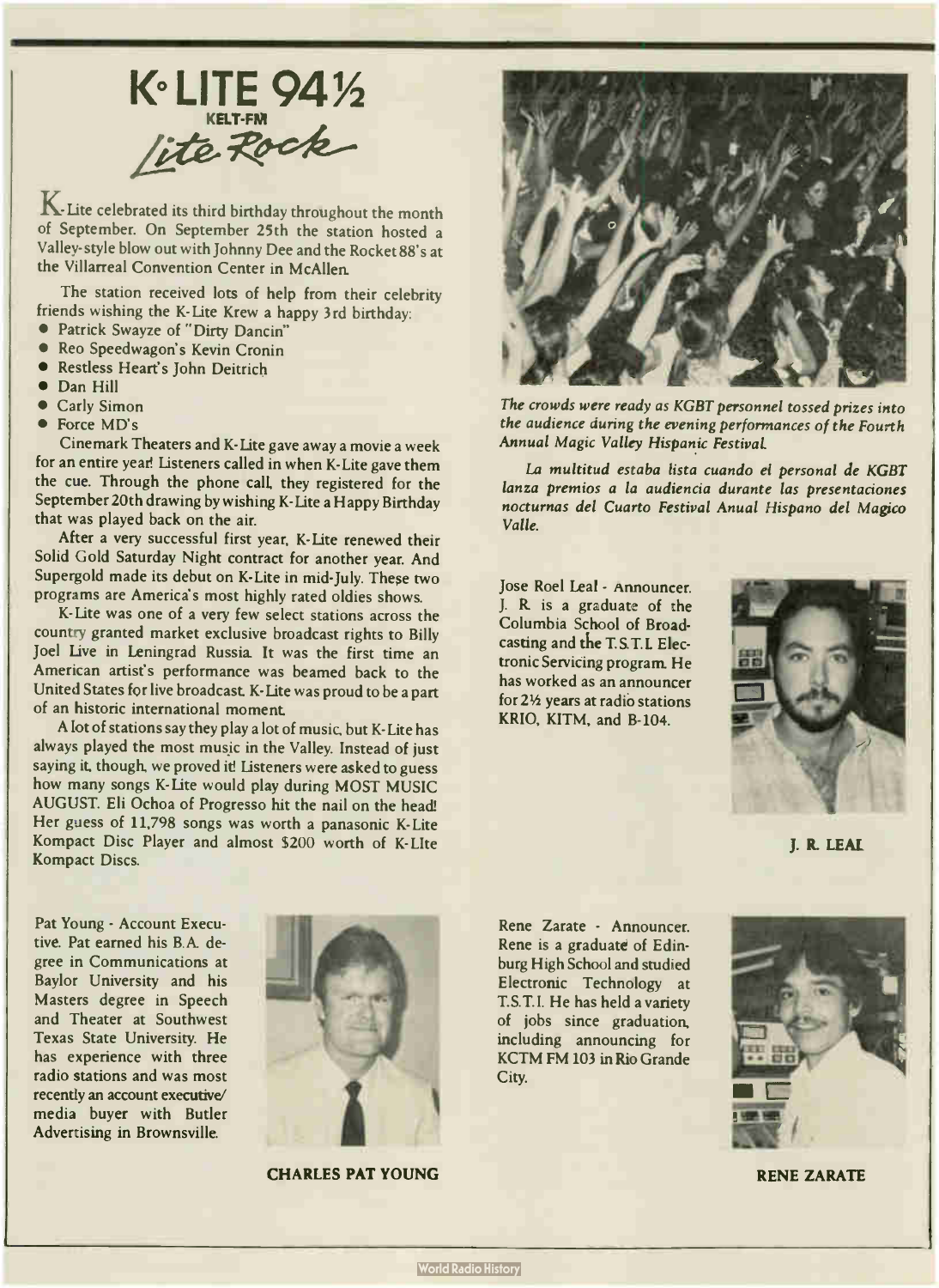# K·LITE 94½

**KELT-FM**

*Lite Rock*

K-Lite celebrated its third birthday throughout the month of September. On September 25th the station hosted a Valley-style blow out with Johnny Dee and the Rocket 88's at the Villarreal Convention Center in McAllen.

The station received lots of help from their celebrity friends wishing the K-Lite Krew a happy 3rd birthday:

- Patrick Swayze of "Dirty Dancin"
- Reo Speedwagon's Kevin Cronin
- Restless Heart's John Deitrich
- Dan Hill
- Carly Simon
- Force MD's

Cinemark Theaters and K-Lite gave away a movie a week for an entire year! Listeners called in when K-Lite gave them the cue. Through the phone call, they registered for the September 20th drawing by wishing K-Lite a Happy Birthday that was played back on the air.

After a very successful first year, K-Lite renewed their Solid Gold Saturday Night contract for another year. And Supergold made its debut on K-Lite in mid-July. These two programs are America's most highly rated oldies shows.

K-Lite was one of a very few select stations across the country granted market exclusive broadcast rights to Billy Joel Live in Leningrad Russia. It was the first time an American artist's performance was beamed back to the United States for live broadcast. K-Lite was proud to be a part of an historic international moment.

A lot of stations say they play a lot of music, but K-Lite has always played the most music in the Valley. Instead of just saying it, though, we proved it! Listeners were asked to guess how many songs K-Lite would play during MOST MUSIC AUGUST. Eli Ochoa of Progresso hit the nail on the head! Her guess of 11,798 songs was worth a panasonic K-Lite Kompact Disc Player and almost $200 worth of K-LIte Kompact Discs.

*The crowds were ready as KGBT personnel tossed prizes into the audience during the evening performances of the Fourth Annual Magic Valley Hispanic Festival.*

*La multitud estaba lista cuando el personal de KGBT lanza premios a la audiencia durante las presentaciones nocturnas del Cuarto Festival Anual Hispano del Magico Valle.*

Jose Roel Leal - Announcer. J. R. is a graduate of the Columbia School of Broadcasting and the T.S.T.I. Electronic Servicing program. He has worked as an announcer for 2½ years at radio stations KRIO, KITM, and B-104.

**J. R. LEAL**

Pat Young - Account Executive. Pat earned his B.A. degree in Communications at Baylor University and his Masters degree in Speech and Theater at Southwest Texas State University. He has experience with three radio stations and was most recently an account executive/media buyer with Butler Advertising in Brownsville.

**CHARLES PAT YOUNG**

Rene Zarate - Announcer. Rene is a graduate of Edinburg High School and studied Electronic Technology at T.S.T.I. He has held a variety of jobs since graduation, including announcing for KCTM FM 103 in Rio Grande City.

**RENE ZARATE**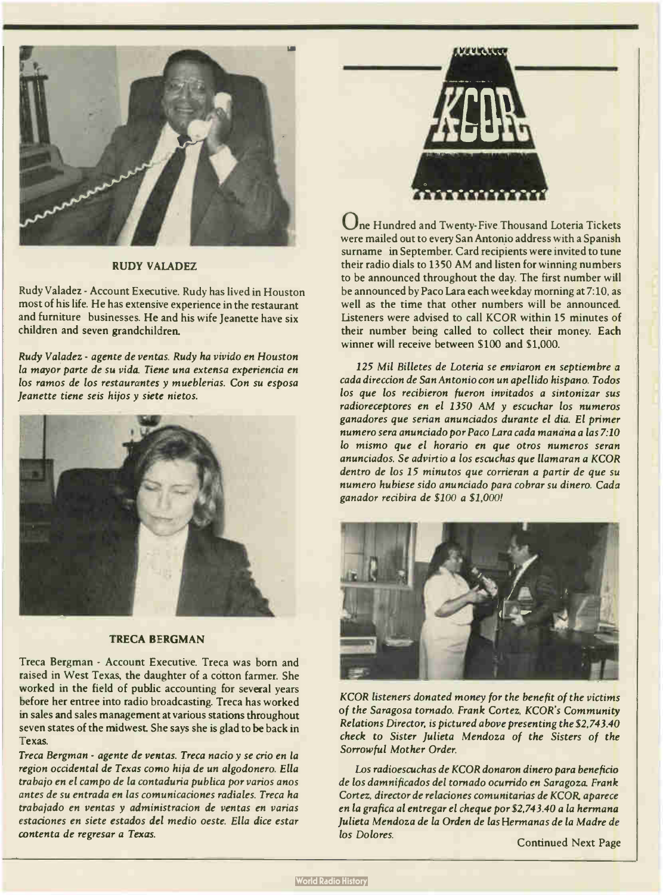**RUDY VALADEZ**

Rudy Valadez - Account Executive. Rudy has lived in Houston most of his life. He has extensive experience in the restaurant and furniture businesses. He and his wife Jeanette have six children and seven grandchildren.

*Rudy Valadez - agente de ventas. Rudy ha vivido en Houston la mayor parte de su vida. Tiene una extensa experiencia en los ramos de los restaurantes y mueblerias. Con su esposa Jeanette tiene seis hijos y siete nietos.*

**TRECA BERGMAN**

Treca Bergman - Account Executive. Treca was born and raised in West Texas, the daughter of a cotton farmer. She worked in the field of public accounting for several years before her entree into radio broadcasting. Treca has worked in sales and sales management at various stations throughout seven states of the midwest. She says she is glad to be back in Texas.

*Treca Bergman - agente de ventas. Treca nacio y se crio en la region occidental de Texas como hija de un algodonero. Ella trabajo en el campo de la contaduria publica por varios anos antes de su entrada en las comunicaciones radiales. Treca ha trabajado en ventas y administracion de ventas en varias estaciones en siete estados del medio oeste. Ella dice estar contenta de regresar a Texas.*

KCOR

One Hundred and Twenty-Five Thousand Loteria Tickets were mailed out to every San Antonio address with a Spanish surname in September. Card recipients were invited to tune their radio dials to 1350 AM and listen for winning numbers to be announced throughout the day. The first number will be announced by Paco Lara each weekday morning at 7:10, as well as the time that other numbers will be announced. Listeners were advised to call KCOR within 15 minutes of their number being called to collect their money. Each winner will receive between $100 and $1,000.

*125 Mil Billetes de Loteria se enviaron en septiembre a cada direccion de San Antonio con un apellido hispano. Todos los que los recibieron fueron invitados a sintonizar sus radioreceptores en el 1350 AM y escuchar los numeros ganadores que serian anunciados durante el dia. El primer numero sera anunciado por Paco Lara cada manana a las 7:10 lo mismo que el horario en que otros numeros seran anunciados. Se advirtio a los escuchas que llamaran a KCOR dentro de los 15 minutos que corrieran a partir de que su numero hubiese sido anunciado para cobrar su dinero. Cada ganador recibira de $100 a $1,000!*

*KCOR listeners donated money for the benefit of the victims of the Saragosa tornado. Frank Cortez, KCOR's Community Relations Director, is pictured above presenting the $2,743.40 check to Sister Julieta Mendoza of the Sisters of the Sorrowful Mother Order.*

*Los radioescuchas de KCOR donaron dinero para beneficio de los damnificados del tornado ocurrido en Saragoza. Frank Cortez, director de relaciones comunitarias de KCOR, aparece en la grafica al entregar el cheque por $2,743.40 a la hermana Julieta Mendoza de la Orden de las Hermanas de la Madre de los Dolores.*

Continued Next Page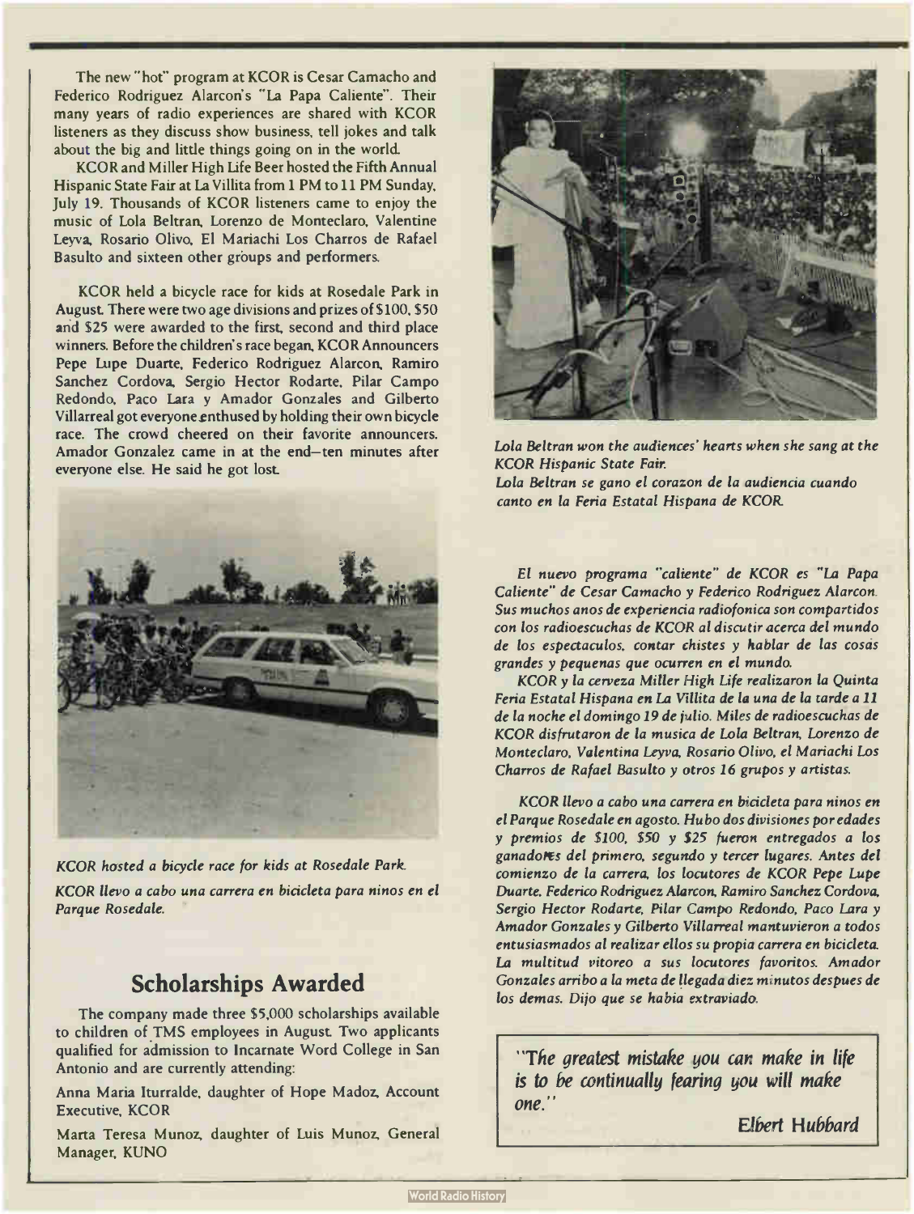The new "hot" program at KCOR is Cesar Camacho and Federico Rodriguez Alarcon's "La Papa Caliente". Their many years of radio experiences are shared with KCOR listeners as they discuss show business, tell jokes and talk about the big and little things going on in the world.

KCOR and Miller High Life Beer hosted the Fifth Annual Hispanic State Fair at La Villita from 1 PM to 11 PM Sunday, July 19. Thousands of KCOR listeners came to enjoy the music of Lola Beltran, Lorenzo de Monteclaro, Valentine Leyva, Rosario Olivo, El Mariachi Los Charros de Rafael Basulto and sixteen other groups and performers.

KCOR held a bicycle race for kids at Rosedale Park in August. There were two age divisions and prizes of $100, $50 and $25 were awarded to the first, second and third place winners. Before the children's race began, KCOR Announcers Pepe Lupe Duarte, Federico Rodriguez Alarcon, Ramiro Sanchez Cordova, Sergio Hector Rodarte, Pilar Campo Redondo, Paco Lara y Amador Gonzales and Gilberto Villarreal got everyone enthused by holding their own bicycle race. The crowd cheered on their favorite announcers. Amador Gonzalez came in at the end—ten minutes after everyone else. He said he got lost.

*KCOR hosted a bicycle race for kids at Rosedale Park.*

*KCOR llevo a cabo una carrera en bicicleta para ninos en el Parque Rosedale.*

## Scholarships Awarded

The company made three $5,000 scholarships available to children of TMS employees in August. Two applicants qualified for admission to Incarnate Word College in San Antonio and are currently attending:

Anna Maria Iturralde, daughter of Hope Madoz, Account Executive, KCOR

Marta Teresa Munoz, daughter of Luis Munoz, General Manager, KUNO

*Lola Beltran won the audiences' hearts when she sang at the KCOR Hispanic State Fair.*

*Lola Beltran se gano el corazon de la audiencia cuando canto en la Feria Estatal Hispana de KCOR.*

*El nuevo programa "caliente" de KCOR es "La Papa Caliente" de Cesar Camacho y Federico Rodriguez Alarcon. Sus muchos anos de experiencia radiofonica son compartidos con los radioescuchas de KCOR al discutir acerca del mundo de los espectaculos, contar chistes y hablar de las cosas grandes y pequenas que ocurren en el mundo.*

*KCOR y la cerveza Miller High Life realizaron la Quinta Feria Estatal Hispana en La Villita de la una de la tarde a 11 de la noche el domingo 19 de julio. Miles de radioescuchas de KCOR disfrutaron de la musica de Lola Beltran, Lorenzo de Monteclaro, Valentina Leyva, Rosario Olivo, el Mariachi Los Charros de Rafael Basulto y otros 16 grupos y artistas.*

*KCOR llevo a cabo una carrera en bicicleta para ninos en el Parque Rosedale en agosto. Hubo dos divisiones por edades y premios de $100, $50 y $25 fueron entregados a los ganadores del primero, segundo y tercer lugares. Antes del comienzo de la carrera, los locutores de KCOR Pepe Lupe Duarte, Federico Rodriguez Alarcon, Ramiro Sanchez Cordova, Sergio Hector Rodarte, Pilar Campo Redondo, Paco Lara y Amador Gonzales y Gilberto Villarreal mantuvieron a todos entusiasmados al realizar ellos su propia carrera en bicicleta. La multitud vitoreo a sus locutores favoritos. Amador Gonzales arribo a la meta de llegada diez minutos despues de los demas. Dijo que se habia extraviado.*

> *"The greatest mistake you can make in life is to be continually fearing you will make one."*
>
> *Elbert Hubbard*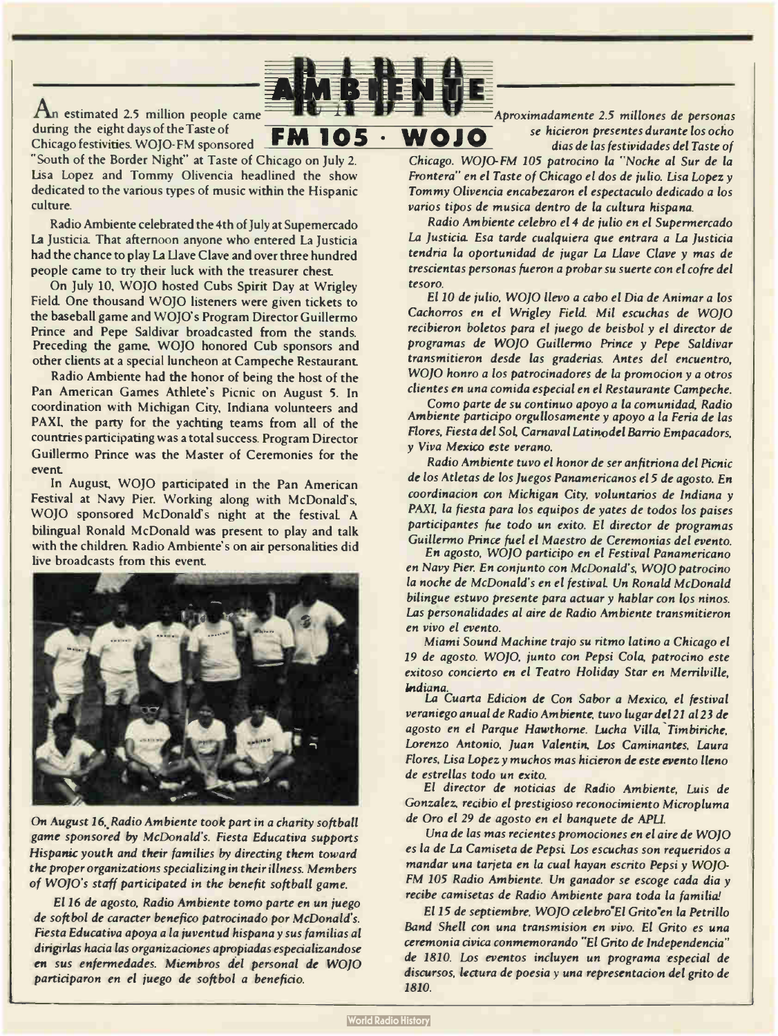# RADIO AMBIENTE

## FM 105 · WOJO

An estimated 2.5 million people came during the eight days of the Taste of Chicago festivities. WOJO-FM sponsored "South of the Border Night" at Taste of Chicago on July 2. Lisa Lopez and Tommy Olivencia headlined the show dedicated to the various types of music within the Hispanic culture.

Radio Ambiente celebrated the 4th of July at Supemercado La Justicia. That afternoon anyone who entered La Justicia had the chance to play La Llave Clave and over three hundred people came to try their luck with the treasurer chest.

On July 10, WOJO hosted Cubs Spirit Day at Wrigley Field. One thousand WOJO listeners were given tickets to the baseball game and WOJO's Program Director Guillermo Prince and Pepe Saldivar broadcasted from the stands. Preceding the game, WOJO honored Cub sponsors and other clients at a special luncheon at Campeche Restaurant.

Radio Ambiente had the honor of being the host of the Pan American Games Athlete's Picnic on August 5. In coordination with Michigan City, Indiana volunteers and PAXI, the party for the yachting teams from all of the countries participating was a total success. Program Director Guillermo Prince was the Master of Ceremonies for the event.

In August, WOJO participated in the Pan American Festival at Navy Pier. Working along with McDonald's, WOJO sponsored McDonald's night at the festival. A bilingual Ronald McDonald was present to play and talk with the children. Radio Ambiente's on air personalities did live broadcasts from this event.

*On August 16, Radio Ambiente took part in a charity softball game sponsored by McDonald's. Fiesta Educativa supports Hispanic youth and their families by directing them toward the proper organizations specializing in their illness. Members of WOJO's staff participated in the benefit softball game.*

*El 16 de agosto, Radio Ambiente tomo parte en un juego de softbol de caracter benefico patrocinado por McDonald's. Fiesta Educativa apoya a la juventud hispana y sus familias al dirigirlas hacia las organizaciones apropiadas especializandose en sus enfermedades. Miembros del personal de WOJO participaron en el juego de softbol a beneficio.*

*Aproximadamente 2.5 millones de personas se hicieron presentes durante los ocho dias de las festividades del Taste of Chicago. WOJO-FM 105 patrocino la "Noche al Sur de la Frontera" en el Taste of Chicago el dos de julio. Lisa Lopez y Tommy Olivencia encabezaron el espectaculo dedicado a los varios tipos de musica dentro de la cultura hispana.*

*Radio Ambiente celebro el 4 de julio en el Supermercado La Justicia. Esa tarde cualquiera que entrara a La Justicia tendria la oportunidad de jugar La Llave Clave y mas de trescientas personas fueron a probar su suerte con el cofre del tesoro.*

*El 10 de julio, WOJO llevo a cabo el Dia de Animar a los Cachorros en el Wrigley Field. Mil escuchas de WOJO recibieron boletos para el juego de beisbol y el director de programas de WOJO Guillermo Prince y Pepe Saldivar transmitieron desde las graderias. Antes del encuentro, WOJO honro a los patrocinadores de la promocion y a otros clientes en una comida especial en el Restaurante Campeche.*

*Como parte de su continuo apoyo a la comunidad, Radio Ambiente participo orgullosamente y apoyo a la Feria de las Flores, Fiesta del Sol, Carnaval Latino del Barrio Empacadors, y Viva Mexico este verano.*

*Radio Ambiente tuvo el honor de ser anfitriona del Picnic de los Atletas de los Juegos Panamericanos el 5 de agosto. En coordinacion con Michigan City, voluntarios de Indiana y PAXI, la fiesta para los equipos de yates de todos los paises participantes fue todo un exito. El director de programas Guillermo Prince fuel el Maestro de Ceremonias del evento.*

*En agosto, WOJO participo en el Festival Panamericano en Navy Pier. En conjunto con McDonald's, WOJO patrocino la noche de McDonald's en el festival. Un Ronald McDonald bilingue estuvo presente para actuar y hablar con los ninos. Las personalidades al aire de Radio Ambiente transmitieron en vivo el evento.*

*Miami Sound Machine trajo su ritmo latino a Chicago el 19 de agosto. WOJO, junto con Pepsi Cola, patrocino este exitoso concierto en el Teatro Holiday Star en Merrilville, Indiana.*

*La Cuarta Edicion de Con Sabor a Mexico, el festival veraniego anual de Radio Ambiente, tuvo lugar del 21 al 23 de agosto en el Parque Hawthorne. Lucha Villa, Timbiriche, Lorenzo Antonio, Juan Valentin, Los Caminantes, Laura Flores, Lisa Lopez y muchos mas hicieron de este evento lleno de estrellas todo un exito.*

*El director de noticias de Radio Ambiente, Luis de Gonzalez, recibio el prestigioso reconocimiento Micropluma de Oro el 29 de agosto en el banquete de APLI.*

*Una de las mas recientes promociones en el aire de WOJO es la de La Camiseta de Pepsi. Los escuchas son requeridos a mandar una tarjeta en la cual hayan escrito Pepsi y WOJO-FM 105 Radio Ambiente. Un ganador se escoge cada dia y recibe camisetas de Radio Ambiente para toda la familia!*

*El 15 de septiembre, WOJO celebro "El Grito" en la Petrillo Band Shell con una transmision en vivo. El Grito es una ceremonia civica conmemorando "El Grito de Independencia" de 1810. Los eventos incluyen un programa especial de discursos, lectura de poesia y una representacion del grito de 1810.*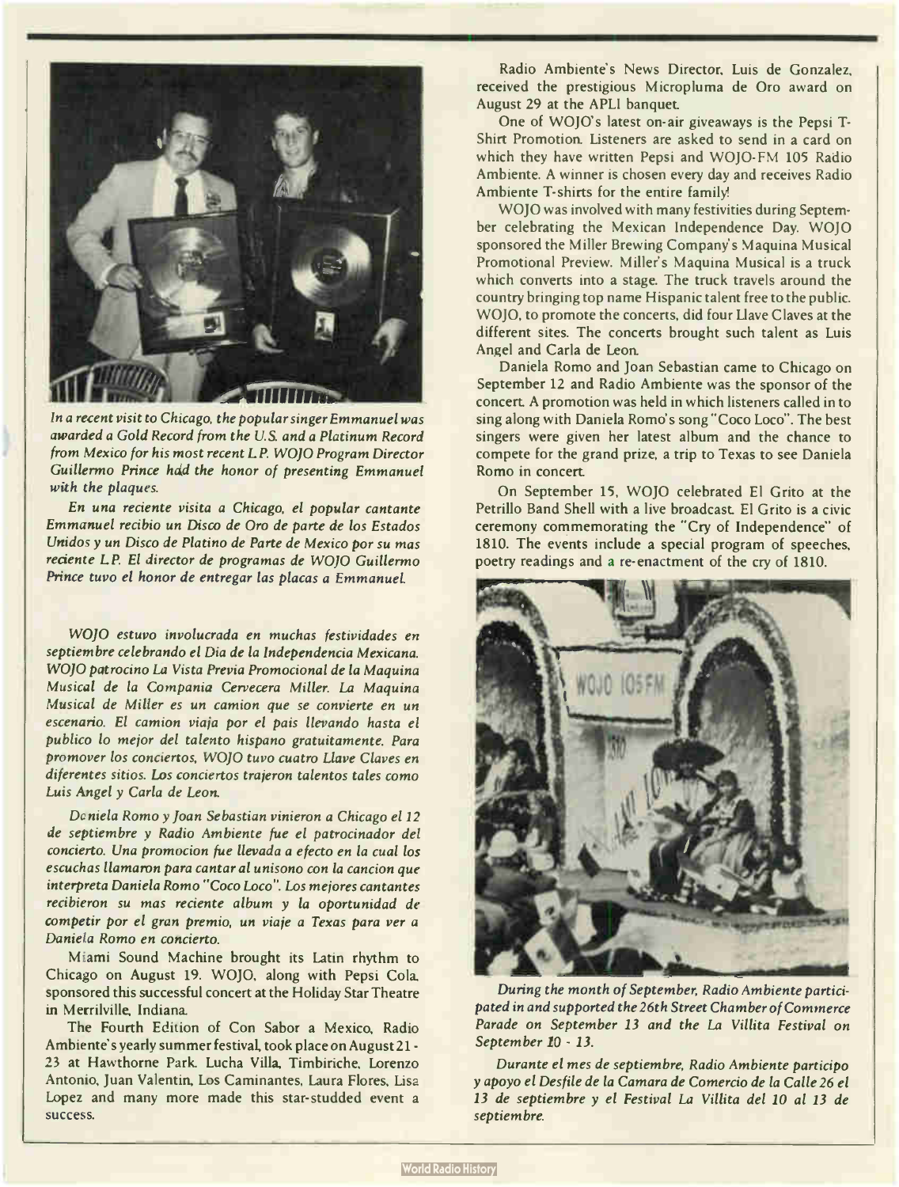*In a recent visit to Chicago, the popular singer Emmanuel was awarded a Gold Record from the U.S. and a Platinum Record from Mexico for his most recent L.P. WOJO Program Director Guillermo Prince had the honor of presenting Emmanuel with the plaques.*

*En una reciente visita a Chicago, el popular cantante Emmanuel recibio un Disco de Oro de parte de los Estados Unidos y un Disco de Platino de Parte de Mexico por su mas reciente L.P. El director de programas de WOJO Guillermo Prince tuvo el honor de entregar las placas a Emmanuel.*

*WOJO estuvo involucrada en muchas festividades en septiembre celebrando el Dia de la Independencia Mexicana. WOJO patrocino La Vista Previa Promocional de la Maquina Musical de la Compania Cervecera Miller. La Maquina Musical de Miller es un camion que se convierte en un escenario. El camion viaja por el pais llevando hasta el publico lo mejor del talento hispano gratuitamente. Para promover los conciertos, WOJO tuvo cuatro Llave Claves en diferentes sitios. Los conciertos trajeron talentos tales como Luis Angel y Carla de Leon.*

*Daniela Romo y Joan Sebastian vinieron a Chicago el 12 de septiembre y Radio Ambiente fue el patrocinador del concierto. Una promocion fue llevada a efecto en la cual los escuchas llamaron para cantar al unisono con la cancion que interpreta Daniela Romo "Coco Loco". Los mejores cantantes recibieron su mas reciente album y la oportunidad de competir por el gran premio, un viaje a Texas para ver a Daniela Romo en concierto.*

Miami Sound Machine brought its Latin rhythm to Chicago on August 19. WOJO, along with Pepsi Cola, sponsored this successful concert at the Holiday Star Theatre in Merrilville, Indiana.

The Fourth Edition of Con Sabor a Mexico, Radio Ambiente's yearly summer festival, took place on August 21 - 23 at Hawthorne Park. Lucha Villa, Timbiriche, Lorenzo Antonio, Juan Valentin, Los Caminantes, Laura Flores, Lisa Lopez and many more made this star-studded event a success.

Radio Ambiente's News Director, Luis de Gonzalez, received the prestigious Micropluma de Oro award on August 29 at the APLI banquet.

One of WOJO's latest on-air giveaways is the Pepsi T-Shirt Promotion. Listeners are asked to send in a card on which they have written Pepsi and WOJO-FM 105 Radio Ambiente. A winner is chosen every day and receives Radio Ambiente T-shirts for the entire family!

WOJO was involved with many festivities during September celebrating the Mexican Independence Day. WOJO sponsored the Miller Brewing Company's Maquina Musical Promotional Preview. Miller's Maquina Musical is a truck which converts into a stage. The truck travels around the country bringing top name Hispanic talent free to the public. WOJO, to promote the concerts, did four Llave Claves at the different sites. The concerts brought such talent as Luis Angel and Carla de Leon.

Daniela Romo and Joan Sebastian came to Chicago on September 12 and Radio Ambiente was the sponsor of the concert. A promotion was held in which listeners called in to sing along with Daniela Romo's song "Coco Loco". The best singers were given her latest album and the chance to compete for the grand prize, a trip to Texas to see Daniela Romo in concert.

On September 15, WOJO celebrated El Grito at the Petrillo Band Shell with a live broadcast. El Grito is a civic ceremony commemorating the "Cry of Independence" of 1810. The events include a special program of speeches, poetry readings and a re-enactment of the cry of 1810.

*During the month of September, Radio Ambiente participated in and supported the 26th Street Chamber of Commerce Parade on September 13 and the La Villita Festival on September 10 - 13.*

*Durante el mes de septiembre, Radio Ambiente participo y apoyo el Desfile de la Camara de Comercio de la Calle 26 el 13 de septiembre y el Festival La Villita del 10 al 13 de septiembre.*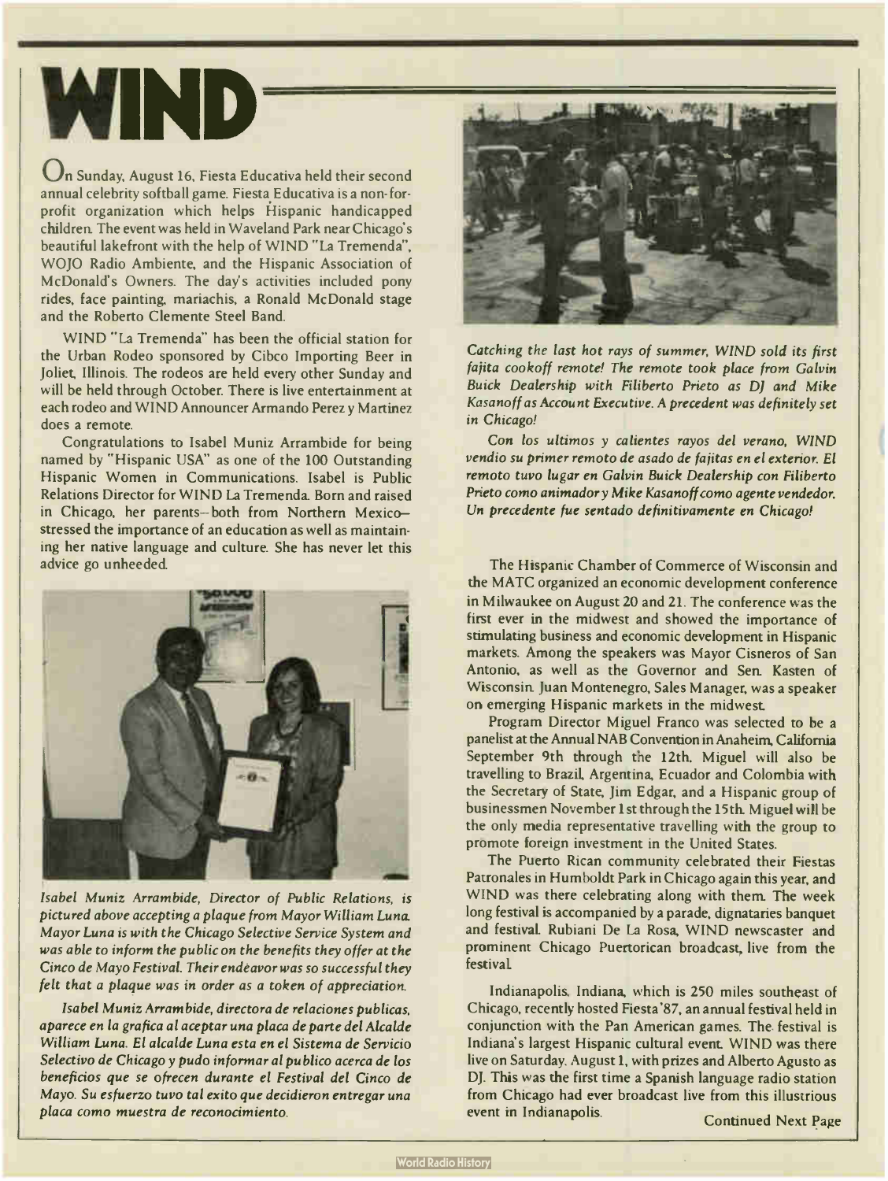# WIND

On Sunday, August 16, Fiesta Educativa held their second annual celebrity softball game. Fiesta Educativa is a non-for-profit organization which helps Hispanic handicapped children. The event was held in Waveland Park near Chicago's beautiful lakefront with the help of WIND "La Tremenda", WOJO Radio Ambiente, and the Hispanic Association of McDonald's Owners. The day's activities included pony rides, face painting, mariachis, a Ronald McDonald stage and the Roberto Clemente Steel Band.

WIND "La Tremenda" has been the official station for the Urban Rodeo sponsored by Cibco Importing Beer in Joliet, Illinois. The rodeos are held every other Sunday and will be held through October. There is live entertainment at each rodeo and WIND Announcer Armando Perez y Martinez does a remote.

Congratulations to Isabel Muniz Arrambide for being named by "Hispanic USA" as one of the 100 Outstanding Hispanic Women in Communications. Isabel is Public Relations Director for WIND La Tremenda. Born and raised in Chicago, her parents—both from Northern Mexico—stressed the importance of an education as well as maintaining her native language and culture. She has never let this advice go unheeded.

*Isabel Muniz Arrambide, Director of Public Relations, is pictured above accepting a plaque from Mayor William Luna. Mayor Luna is with the Chicago Selective Service System and was able to inform the public on the benefits they offer at the Cinco de Mayo Festival. Their endeavor was so successful they felt that a plaque was in order as a token of appreciation.*

*Isabel Muniz Arrambide, directora de relaciones publicas, aparece en la grafica al aceptar una placa de parte del Alcalde William Luna. El alcalde Luna esta en el Sistema de Servicio Selectivo de Chicago y pudo informar al publico acerca de los beneficios que se ofrecen durante el Festival del Cinco de Mayo. Su esfuerzo tuvo tal exito que decidieron entregar una placa como muestra de reconocimiento.*

*Catching the last hot rays of summer, WIND sold its first fajita cookoff remote! The remote took place from Galvin Buick Dealership with Filiberto Prieto as DJ and Mike Kasanoff as Account Executive. A precedent was definitely set in Chicago!*

*Con los ultimos y calientes rayos del verano, WIND vendio su primer remoto de asado de fajitas en el exterior. El remoto tuvo lugar en Galvin Buick Dealership con Filiberto Prieto como animador y Mike Kasanoff como agente vendedor. Un precedente fue sentado definitivamente en Chicago!*

The Hispanic Chamber of Commerce of Wisconsin and the MATC organized an economic development conference in Milwaukee on August 20 and 21. The conference was the first ever in the midwest and showed the importance of stimulating business and economic development in Hispanic markets. Among the speakers was Mayor Cisneros of San Antonio, as well as the Governor and Sen. Kasten of Wisconsin. Juan Montenegro, Sales Manager, was a speaker on emerging Hispanic markets in the midwest.

Program Director Miguel Franco was selected to be a panelist at the Annual NAB Convention in Anaheim, California September 9th through the 12th. Miguel will also be travelling to Brazil, Argentina, Ecuador and Colombia with the Secretary of State, Jim Edgar, and a Hispanic group of businessmen November 1st through the 15th. Miguel will be the only media representative travelling with the group to promote foreign investment in the United States.

The Puerto Rican community celebrated their Fiestas Patronales in Humboldt Park in Chicago again this year, and WIND was there celebrating along with them. The week long festival is accompanied by a parade, dignataries banquet and festival. Rubiani De La Rosa, WIND newscaster and prominent Chicago Puertorican broadcast, live from the festival.

Indianapolis, Indiana, which is 250 miles southeast of Chicago, recently hosted Fiesta '87, an annual festival held in conjunction with the Pan American games. The festival is Indiana's largest Hispanic cultural event. WIND was there live on Saturday, August 1, with prizes and Alberto Agusto as DJ. This was the first time a Spanish language radio station from Chicago had ever broadcast live from this illustrious event in Indianapolis.

Continued Next Page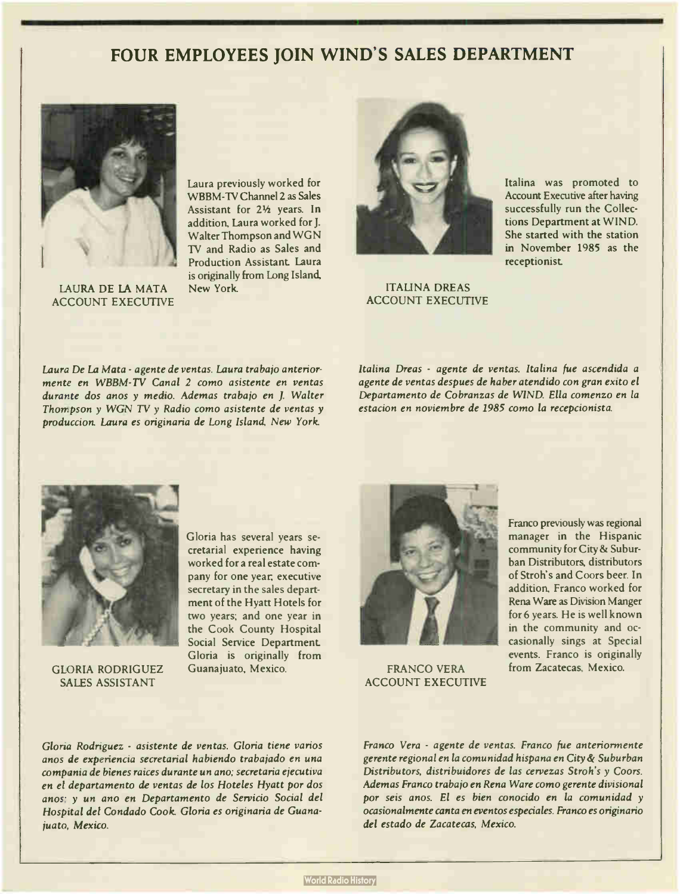# FOUR EMPLOYEES JOIN WIND'S SALES DEPARTMENT

LAURA DE LA MATA
ACCOUNT EXECUTIVE

Laura previously worked for WBBM-TV Channel 2 as Sales Assistant for 2½ years. In addition, Laura worked for J. Walter Thompson and WGN TV and Radio as Sales and Production Assistant. Laura is originally from Long Island, New York.

*Laura De La Mata - agente de ventas. Laura trabajo anteriormente en WBBM-TV Canal 2 como asistente en ventas durante dos anos y medio. Ademas trabajo en J. Walter Thompson y WGN TV y Radio como asistente de ventas y produccion. Laura es originaria de Long Island, New York.*

ITALINA DREAS
ACCOUNT EXECUTIVE

Italina was promoted to Account Executive after having successfully run the Collections Department at WIND. She started with the station in November 1985 as the receptionist.

*Italina Dreas - agente de ventas. Italina fue ascendida a agente de ventas despues de haber atendido con gran exito el Departamento de Cobranzas de WIND. Ella comenzo en la estacion en noviembre de 1985 como la recepcionista.*

GLORIA RODRIGUEZ
SALES ASSISTANT

Gloria has several years secretarial experience having worked for a real estate company for one year; executive secretary in the sales department of the Hyatt Hotels for two years; and one year in the Cook County Hospital Social Service Department. Gloria is originally from Guanajuato, Mexico.

*Gloria Rodriguez - asistente de ventas. Gloria tiene varios anos de experiencia secretarial habiendo trabajado en una compania de bienes raices durante un ano; secretaria ejecutiva en el departamento de ventas de los Hoteles Hyatt por dos anos; y un ano en Departamento de Servicio Social del Hospital del Condado Cook. Gloria es originaria de Guanajuato, Mexico.*

FRANCO VERA
ACCOUNT EXECUTIVE

Franco previously was regional manager in the Hispanic community for City & Suburban Distributors, distributors of Stroh's and Coors beer. In addition, Franco worked for Rena Ware as Division Manger for 6 years. He is well known in the community and occasionally sings at Special events. Franco is originally from Zacatecas, Mexico.

*Franco Vera - agente de ventas. Franco fue anteriormente gerente regional en la comunidad hispana en City & Suburban Distributors, distribuidores de las cervezas Stroh's y Coors. Ademas Franco trabajo en Rena Ware como gerente divisional por seis anos. El es bien conocido en la comunidad y ocasionalmente canta en eventos especiales. Franco es originario del estado de Zacatecas, Mexico.*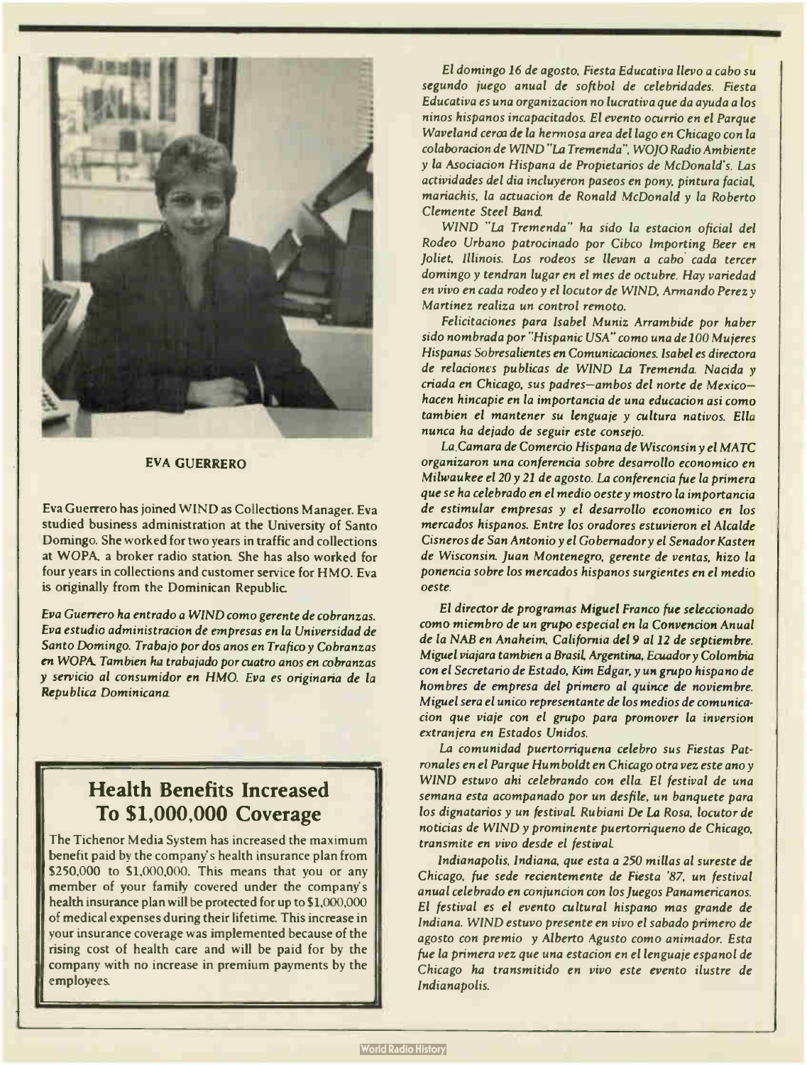**EVA GUERRERO**

Eva Guerrero has joined WIND as Collections Manager. Eva studied business administration at the University of Santo Domingo. She worked for two years in traffic and collections at WOPA, a broker radio station. She has also worked for four years in collections and customer service for HMO. Eva is originally from the Dominican Republic.

*Eva Guerrero ha entrado a WIND como gerente de cobranzas. Eva estudio administracion de empresas en la Universidad de Santo Domingo. Trabajo por dos anos en Trafico y Cobranzas en WOPA. Tambien ha trabajado por cuatro anos en cobranzas y servicio al consumidor en HMO. Eva es originaria de la Republica Dominicana.*

## Health Benefits Increased To $1,000,000 Coverage

The Tichenor Media System has increased the maximum benefit paid by the company's health insurance plan from $250,000 to $1,000,000. This means that you or any member of your family covered under the company's health insurance plan will be protected for up to $1,000,000 of medical expenses during their lifetime. This increase in your insurance coverage was implemented because of the rising cost of health care and will be paid for by the company with no increase in premium payments by the employees.

*El domingo 16 de agosto, Fiesta Educativa llevo a cabo su segundo juego anual de softbol de celebridades. Fiesta Educativa es una organizacion no lucrativa que da ayuda a los ninos hispanos incapacitados. El evento ocurrio en el Parque Waveland cerca de la hermosa area del lago en Chicago con la colaboracion de WIND "La Tremenda", WOJO Radio Ambiente y la Asociacion Hispana de Propietarios de McDonald's. Las actividades del dia incluyeron paseos en pony, pintura facial, mariachis, la actuacion de Ronald McDonald y la Roberto Clemente Steel Band.*

*WIND "La Tremenda" ha sido la estacion oficial del Rodeo Urbano patrocinado por Cibco Importing Beer en Joliet, Illinois. Los rodeos se llevan a cabo cada tercer domingo y tendran lugar en el mes de octubre. Hay variedad en vivo en cada rodeo y el locutor de WIND, Armando Perez y Martinez realiza un control remoto.*

*Felicitaciones para Isabel Muniz Arrambide por haber sido nombrada por "Hispanic USA" como una de 100 Mujeres Hispanas Sobresalientes en Comunicaciones. Isabel es directora de relaciones publicas de WIND La Tremenda. Nacida y criada en Chicago, sus padres—ambos del norte de Mexico—hacen hincapie en la importancia de una educacion asi como tambien el mantener su lenguaje y cultura nativos. Ella nunca ha dejado de seguir este consejo.*

*La Camara de Comercio Hispana de Wisconsin y el MATC organizaron una conferencia sobre desarrollo economico en Milwaukee el 20 y 21 de agosto. La conferencia fue la primera que se ha celebrado en el medio oeste y mostro la importancia de estimular empresas y el desarrollo economico en los mercados hispanos. Entre los oradores estuvieron el Alcalde Cisneros de San Antonio y el Gobernador y el Senador Kasten de Wisconsin. Juan Montenegro, gerente de ventas, hizo la ponencia sobre los mercados hispanos surgientes en el medio oeste.*

*El director de programas Miguel Franco fue seleccionado como miembro de un grupo especial en la Convencion Anual de la NAB en Anaheim, California del 9 al 12 de septiembre. Miguel viajara tambien a Brasil, Argentina, Ecuador y Colombia con el Secretario de Estado, Kim Edgar, y un grupo hispano de hombres de empresa del primero al quince de noviembre. Miguel sera el unico representante de los medios de comunicacion que viaje con el grupo para promover la inversion extranjera en Estados Unidos.*

*La comunidad puertorriquena celebro sus Fiestas Patronales en el Parque Humboldt en Chicago otra vez este ano y WIND estuvo ahi celebrando con ella. El festival de una semana esta acompanado por un desfile, un banquete para los dignatarios y un festival. Rubiani De La Rosa, locutor de noticias de WIND y prominente puertorriqueno de Chicago, transmite en vivo desde el festival.*

*Indianapolis, Indiana, que esta a 250 millas al sureste de Chicago, fue sede recientemente de Fiesta '87, un festival anual celebrado en conjuncion con los Juegos Panamericanos. El festival es el evento cultural hispano mas grande de Indiana. WIND estuvo presente en vivo el sabado primero de agosto con premio y Alberto Agusto como animador. Esta fue la primera vez que una estacion en el lenguaje espanol de Chicago ha transmitido en vivo este evento ilustre de Indianapolis.*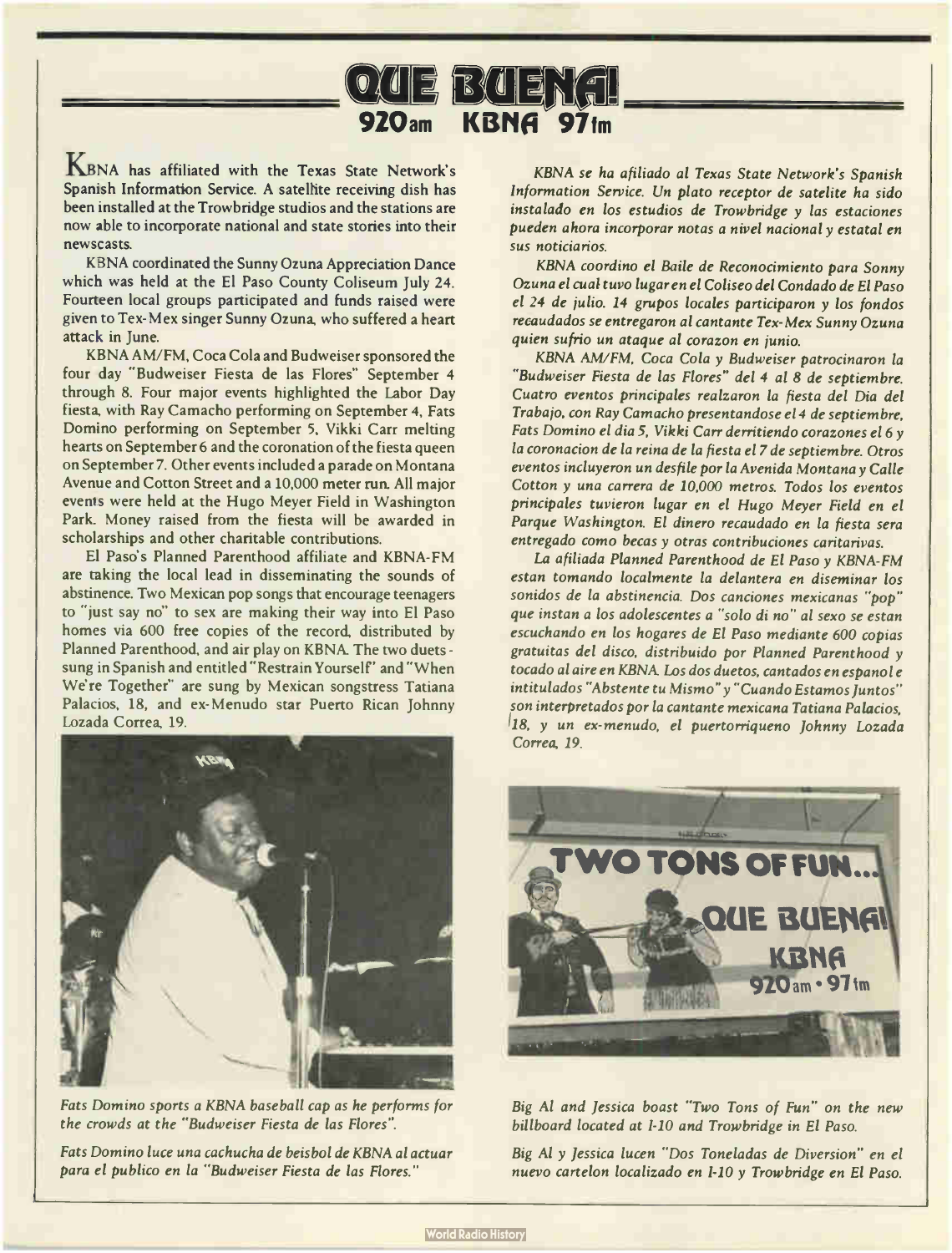# QUE BUENA!

## 920am KBNA 97fm

KBNA has affiliated with the Texas State Network's Spanish Information Service. A satellite receiving dish has been installed at the Trowbridge studios and the stations are now able to incorporate national and state stories into their newscasts.

KBNA coordinated the Sunny Ozuna Appreciation Dance which was held at the El Paso County Coliseum July 24. Fourteen local groups participated and funds raised were given to Tex-Mex singer Sunny Ozuna, who suffered a heart attack in June.

KBNA AM/FM, Coca Cola and Budweiser sponsored the four day "Budweiser Fiesta de las Flores" September 4 through 8. Four major events highlighted the Labor Day fiesta, with Ray Camacho performing on September 4, Fats Domino performing on September 5, Vikki Carr melting hearts on September 6 and the coronation of the fiesta queen on September 7. Other events included a parade on Montana Avenue and Cotton Street and a 10,000 meter run. All major events were held at the Hugo Meyer Field in Washington Park. Money raised from the fiesta will be awarded in scholarships and other charitable contributions.

El Paso's Planned Parenthood affiliate and KBNA-FM are taking the local lead in disseminating the sounds of abstinence. Two Mexican pop songs that encourage teenagers to "just say no" to sex are making their way into El Paso homes via 600 free copies of the record, distributed by Planned Parenthood, and air play on KBNA. The two duets - sung in Spanish and entitled "Restrain Yourself" and "When We're Together" are sung by Mexican songstress Tatiana Palacios, 18, and ex-Menudo star Puerto Rican Johnny Lozada Correa, 19.

*Fats Domino sports a KBNA baseball cap as he performs for the crowds at the "Budweiser Fiesta de las Flores".*

*Fats Domino luce una cachucha de beisbol de KBNA al actuar para el publico en la "Budweiser Fiesta de las Flores."*

*KBNA se ha afiliado al Texas State Network's Spanish Information Service. Un plato receptor de satelite ha sido instalado en los estudios de Trowbridge y las estaciones pueden ahora incorporar notas a nivel nacional y estatal en sus noticiarios.*

*KBNA coordino el Baile de Reconocimiento para Sonny Ozuna el cual tuvo lugar en el Coliseo del Condado de El Paso el 24 de julio. 14 grupos locales participaron y los fondos recaudados se entregaron al cantante Tex-Mex Sunny Ozuna quien sufrio un ataque al corazon en junio.*

*KBNA AM/FM, Coca Cola y Budweiser patrocinaron la "Budweiser Fiesta de las Flores" del 4 al 8 de septiembre. Cuatro eventos principales realzaron la fiesta del Dia del Trabajo, con Ray Camacho presentandose el 4 de septiembre, Fats Domino el dia 5, Vikki Carr derritiendo corazones el 6 y la coronacion de la reina de la fiesta el 7 de septiembre. Otros eventos incluyeron un desfile por la Avenida Montana y Calle Cotton y una carrera de 10,000 metros. Todos los eventos principales tuvieron lugar en el Hugo Meyer Field en el Parque Washington. El dinero recaudado en la fiesta sera entregado como becas y otras contribuciones caritarivas.*

*La afiliada Planned Parenthood de El Paso y KBNA-FM estan tomando localmente la delantera en diseminar los sonidos de la abstinencia. Dos canciones mexicanas "pop" que instan a los adolescentes a "solo di no" al sexo se estan escuchando en los hogares de El Paso mediante 600 copias gratuitas del disco, distribuido por Planned Parenthood y tocado al aire en KBNA. Los dos duetos, cantados en espanol e intitulados "Abstente tu Mismo" y "Cuando Estamos Juntos" son interpretados por la cantante mexicana Tatiana Palacios, 18, y un ex-menudo, el puertorriqueno Johnny Lozada Correa, 19.*

*Big Al and Jessica boast "Two Tons of Fun" on the new billboard located at I-10 and Trowbridge in El Paso.*

*Big Al y Jessica lucen "Dos Toneladas de Diversion" en el nuevo cartelon localizado en I-10 y Trowbridge en El Paso.*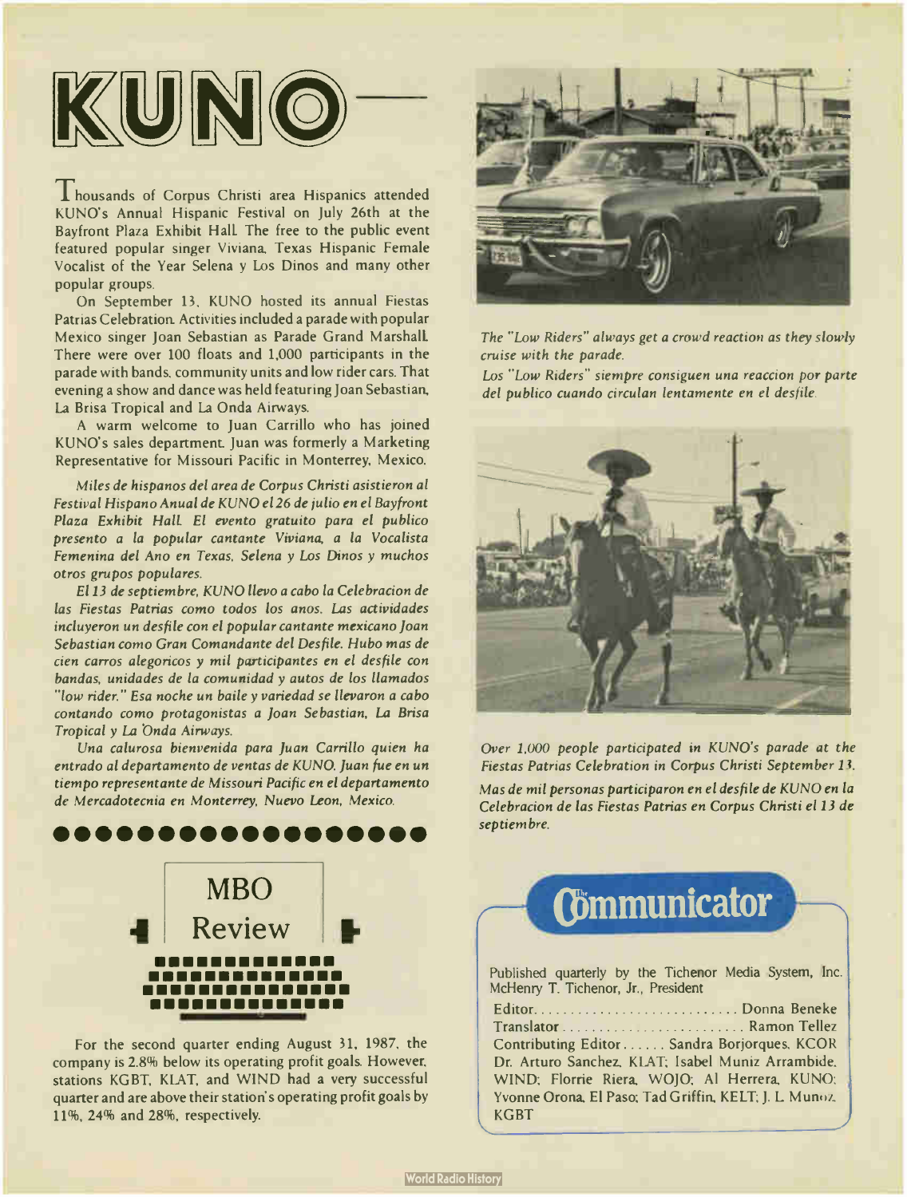# KUNO—

Thousands of Corpus Christi area Hispanics attended KUNO's Annual Hispanic Festival on July 26th at the Bayfront Plaza Exhibit Hall. The free to the public event featured popular singer Viviana, Texas Hispanic Female Vocalist of the Year Selena y Los Dinos and many other popular groups.

On September 13, KUNO hosted its annual Fiestas Patrias Celebration. Activities included a parade with popular Mexico singer Joan Sebastian as Parade Grand Marshall. There were over 100 floats and 1,000 participants in the parade with bands, community units and low rider cars. That evening a show and dance was held featuring Joan Sebastian, La Brisa Tropical and La Onda Airways.

A warm welcome to Juan Carrillo who has joined KUNO's sales department. Juan was formerly a Marketing Representative for Missouri Pacific in Monterrey, Mexico.

*Miles de hispanos del area de Corpus Christi asistieron al Festival Hispano Anual de KUNO el 26 de julio en el Bayfront Plaza Exhibit Hall. El evento gratuito para el publico presento a la popular cantante Viviana, a la Vocalista Femenina del Ano en Texas, Selena y Los Dinos y muchos otros grupos populares.*

*El 13 de septiembre, KUNO llevo a cabo la Celebracion de las Fiestas Patrias como todos los anos. Las actividades incluyeron un desfile con el popular cantante mexicano Joan Sebastian como Gran Comandante del Desfile. Hubo mas de cien carros alegoricos y mil participantes en el desfile con bandas, unidades de la comunidad y autos de los llamados "low rider." Esa noche un baile y variedad se llevaron a cabo contando como protagonistas a Joan Sebastian, La Brisa Tropical y La Onda Airways.*

*Una calurosa bienvenida para Juan Carrillo quien ha entrado al departamento de ventas de KUNO. Juan fue en un tiempo representante de Missouri Pacific en el departamento de Mercadotecnia en Monterrey, Nuevo Leon, Mexico.*

*The "Low Riders" always get a crowd reaction as they slowly cruise with the parade.*

*Los "Low Riders" siempre consiguen una reaccion por parte del publico cuando circulan lentamente en el desfile.*

*Over 1,000 people participated in KUNO's parade at the Fiestas Patrias Celebration in Corpus Christi September 13.*

*Mas de mil personas participaron en el desfile de KUNO en la Celebracion de las Fiestas Patrias en Corpus Christi el 13 de septiembre.*

## MBO Review

For the second quarter ending August 31, 1987, the company is 2.8% below its operating profit goals. However, stations KGBT, KLAT, and WIND had a very successful quarter and are above their station's operating profit goals by 11%, 24% and 28%, respectively.

## The Communicator

Published quarterly by the Tichenor Media System, Inc.
McHenry T. Tichenor, Jr., President

Editor............................ Donna Beneke
Translator......................... Ramon Tellez
Contributing Editor...... Sandra Borjorques, KCOR; Dr. Arturo Sanchez, KLAT; Isabel Muniz Arrambide, WIND; Florrie Riera, WOJO; Al Herrera, KUNO; Yvonne Orona, El Paso; Tad Griffin, KELT; J. L. Munoz, KGBT